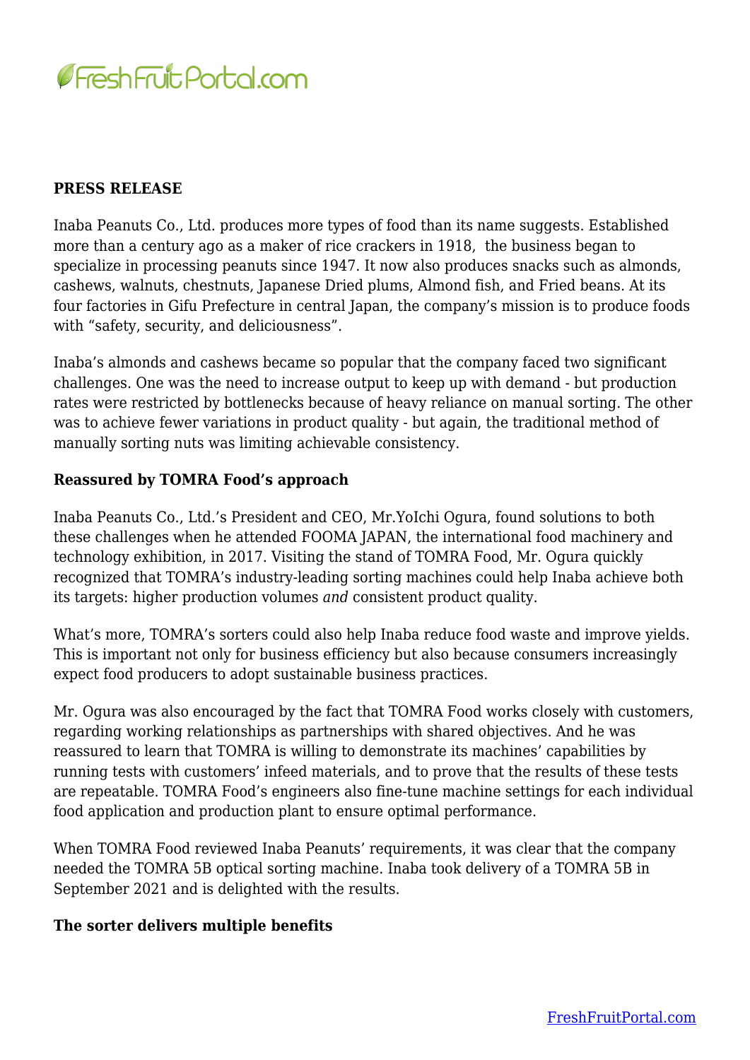**PRESS RELEASE**

Inaba Peanuts Co., Ltd. produces more types of food than its name suggests. Established more than a century ago as a maker of rice crackers in 1918,  the business began to specialize in processing peanuts since 1947. It now also produces snacks such as almonds, cashews, walnuts, chestnuts, Japanese Dried plums, Almond fish, and Fried beans. At its four factories in Gifu Prefecture in central Japan, the company's mission is to produce foods with "safety, security, and deliciousness".

Inaba's almonds and cashews became so popular that the company faced two significant challenges. One was the need to increase output to keep up with demand - but production rates were restricted by bottlenecks because of heavy reliance on manual sorting. The other was to achieve fewer variations in product quality - but again, the traditional method of manually sorting nuts was limiting achievable consistency.

**Reassured by TOMRA Food's approach**

Inaba Peanuts Co., Ltd.'s President and CEO, Mr.YoIchi Ogura, found solutions to both these challenges when he attended FOOMA JAPAN, the international food machinery and technology exhibition, in 2017. Visiting the stand of TOMRA Food, Mr. Ogura quickly recognized that TOMRA's industry-leading sorting machines could help Inaba achieve both its targets: higher production volumes *and* consistent product quality.

What's more, TOMRA's sorters could also help Inaba reduce food waste and improve yields. This is important not only for business efficiency but also because consumers increasingly expect food producers to adopt sustainable business practices.

Mr. Ogura was also encouraged by the fact that TOMRA Food works closely with customers, regarding working relationships as partnerships with shared objectives. And he was reassured to learn that TOMRA is willing to demonstrate its machines' capabilities by running tests with customers' infeed materials, and to prove that the results of these tests are repeatable. TOMRA Food's engineers also fine-tune machine settings for each individual food application and production plant to ensure optimal performance.

When TOMRA Food reviewed Inaba Peanuts' requirements, it was clear that the company needed the TOMRA 5B optical sorting machine. Inaba took delivery of a TOMRA 5B in September 2021 and is delighted with the results.

**The sorter delivers multiple benefits**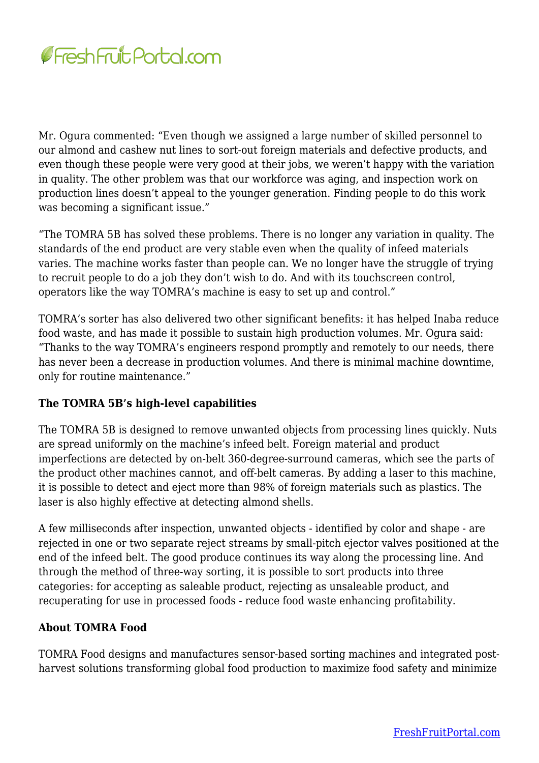Mr. Ogura commented: “Even though we assigned a large number of skilled personnel to our almond and cashew nut lines to sort-out foreign materials and defective products, and even though these people were very good at their jobs, we weren’t happy with the variation in quality. The other problem was that our workforce was aging, and inspection work on production lines doesn’t appeal to the younger generation. Finding people to do this work was becoming a significant issue.”

“The TOMRA 5B has solved these problems. There is no longer any variation in quality. The standards of the end product are very stable even when the quality of infeed materials varies. The machine works faster than people can. We no longer have the struggle of trying to recruit people to do a job they don’t wish to do. And with its touchscreen control, operators like the way TOMRA’s machine is easy to set up and control.”

TOMRA’s sorter has also delivered two other significant benefits: it has helped Inaba reduce food waste, and has made it possible to sustain high production volumes. Mr. Ogura said: “Thanks to the way TOMRA’s engineers respond promptly and remotely to our needs, there has never been a decrease in production volumes. And there is minimal machine downtime, only for routine maintenance.”

**The TOMRA 5B’s high-level capabilities**

The TOMRA 5B is designed to remove unwanted objects from processing lines quickly. Nuts are spread uniformly on the machine’s infeed belt. Foreign material and product imperfections are detected by on-belt 360-degree-surround cameras, which see the parts of the product other machines cannot, and off-belt cameras. By adding a laser to this machine, it is possible to detect and eject more than 98% of foreign materials such as plastics. The laser is also highly effective at detecting almond shells.

A few milliseconds after inspection, unwanted objects - identified by color and shape - are rejected in one or two separate reject streams by small-pitch ejector valves positioned at the end of the infeed belt. The good produce continues its way along the processing line. And through the method of three-way sorting, it is possible to sort products into three categories: for accepting as saleable product, rejecting as unsaleable product, and recuperating for use in processed foods - reduce food waste enhancing profitability.

**About TOMRA Food**

TOMRA Food designs and manufactures sensor-based sorting machines and integrated post-harvest solutions transforming global food production to maximize food safety and minimize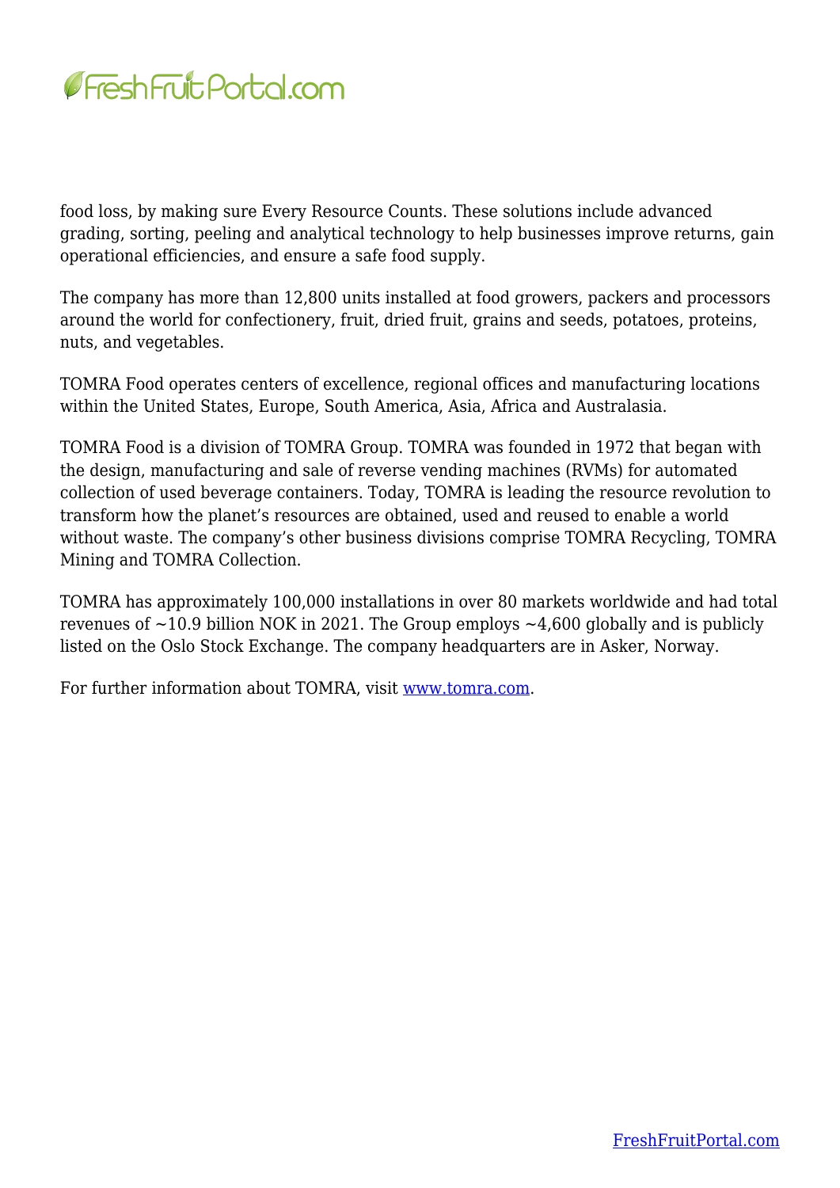food loss, by making sure Every Resource Counts. These solutions include advanced grading, sorting, peeling and analytical technology to help businesses improve returns, gain operational efficiencies, and ensure a safe food supply.

The company has more than 12,800 units installed at food growers, packers and processors around the world for confectionery, fruit, dried fruit, grains and seeds, potatoes, proteins, nuts, and vegetables.

TOMRA Food operates centers of excellence, regional offices and manufacturing locations within the United States, Europe, South America, Asia, Africa and Australasia.

TOMRA Food is a division of TOMRA Group. TOMRA was founded in 1972 that began with the design, manufacturing and sale of reverse vending machines (RVMs) for automated collection of used beverage containers. Today, TOMRA is leading the resource revolution to transform how the planet's resources are obtained, used and reused to enable a world without waste. The company's other business divisions comprise TOMRA Recycling, TOMRA Mining and TOMRA Collection.

TOMRA has approximately 100,000 installations in over 80 markets worldwide and had total revenues of ~10.9 billion NOK in 2021. The Group employs ~4,600 globally and is publicly listed on the Oslo Stock Exchange. The company headquarters are in Asker, Norway.

For further information about TOMRA, visit [www.tomra.com](http://www.tomra.com).